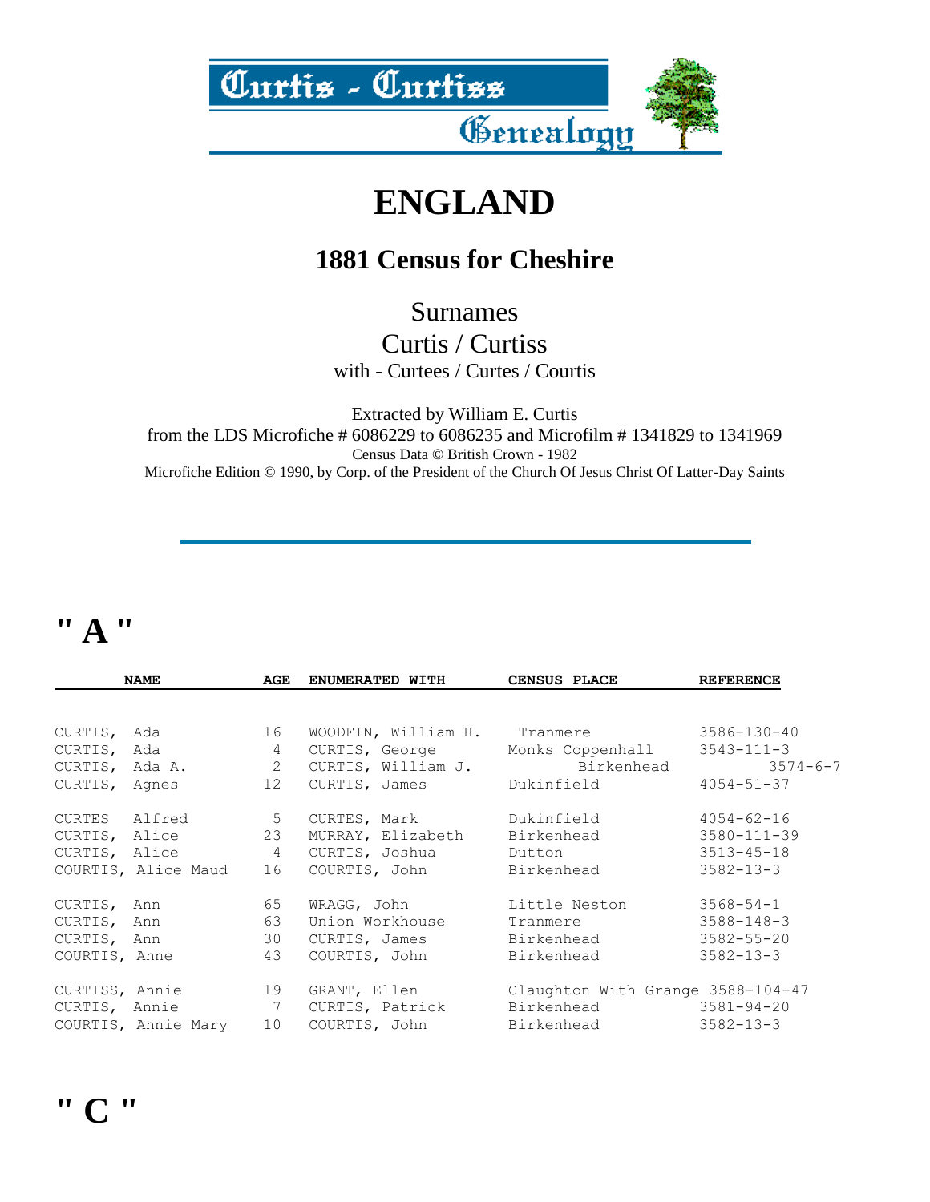# Curtis - Curtiss Genealogy

# ENGLAND

## 1881 Census for Cheshire

Surnames
Curtis / Curtiss
with - Curtees / Curtes / Courtis

Extracted by William E. Curtis
from the LDS Microfiche # 6086229 to 6086235 and Microfilm # 1341829 to 1341969
Census Data © British Crown - 1982
Microfiche Edition © 1990, by Corp. of the President of the Church Of Jesus Christ Of Latter-Day Saints

---

## " A "

| NAME | AGE | ENUMERATED WITH | CENSUS PLACE | REFERENCE |
|---|---|---|---|---|
| CURTIS, Ada | 16 | WOODFIN, William H. | Tranmere | 3586-130-40 |
| CURTIS, Ada | 4 | CURTIS, George | Monks Coppenhall | 3543-111-3 |
| CURTIS, Ada A. | 2 | CURTIS, William J. | Birkenhead | 3574-6-7 |
| CURTIS, Agnes | 12 | CURTIS, James | Dukinfield | 4054-51-37 |
| CURTES Alfred | 5 | CURTES, Mark | Dukinfield | 4054-62-16 |
| CURTIS, Alice | 23 | MURRAY, Elizabeth | Birkenhead | 3580-111-39 |
| CURTIS, Alice | 4 | CURTIS, Joshua | Dutton | 3513-45-18 |
| COURTIS, Alice Maud | 16 | COURTIS, John | Birkenhead | 3582-13-3 |
| CURTIS, Ann | 65 | WRAGG, John | Little Neston | 3568-54-1 |
| CURTIS, Ann | 63 | Union Workhouse | Tranmere | 3588-148-3 |
| CURTIS, Ann | 30 | CURTIS, James | Birkenhead | 3582-55-20 |
| COURTIS, Anne | 43 | COURTIS, John | Birkenhead | 3582-13-3 |
| CURTISS, Annie | 19 | GRANT, Ellen | Claughton With Grange | 3588-104-47 |
| CURTIS, Annie | 7 | CURTIS, Patrick | Birkenhead | 3581-94-20 |
| COURTIS, Annie Mary | 10 | COURTIS, John | Birkenhead | 3582-13-3 |

## " C "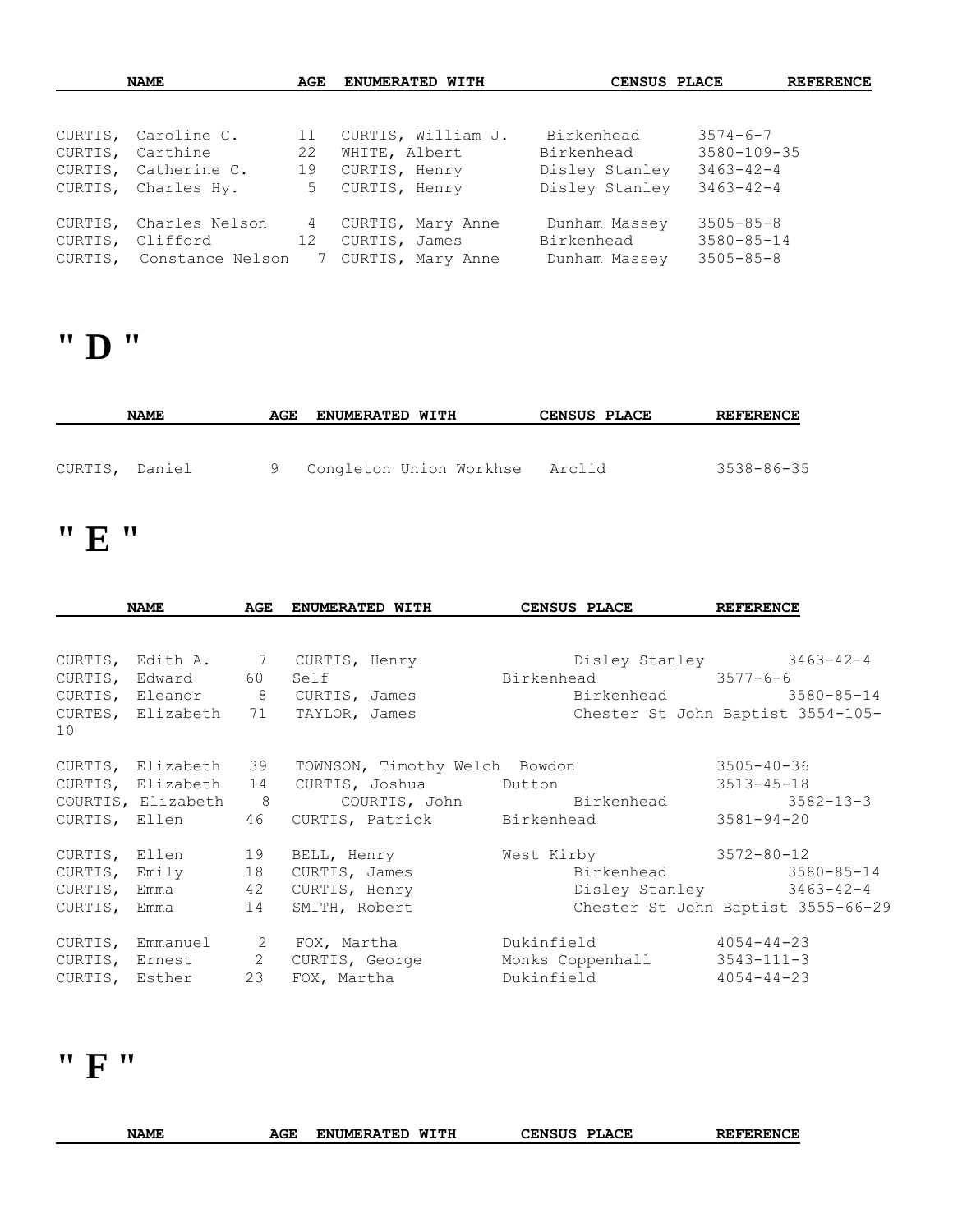| NAME | AGE | ENUMERATED WITH | CENSUS PLACE | REFERENCE |
|---|---|---|---|---|
| CURTIS, Caroline C. | 11 | CURTIS, William J. | Birkenhead | 3574-6-7 |
| CURTIS, Carthine | 22 | WHITE, Albert | Birkenhead | 3580-109-35 |
| CURTIS, Catherine C. | 19 | CURTIS, Henry | Disley Stanley | 3463-42-4 |
| CURTIS, Charles Hy. | 5 | CURTIS, Henry | Disley Stanley | 3463-42-4 |
| CURTIS, Charles Nelson | 4 | CURTIS, Mary Anne | Dunham Massey | 3505-85-8 |
| CURTIS, Clifford | 12 | CURTIS, James | Birkenhead | 3580-85-14 |
| CURTIS, Constance Nelson | 7 | CURTIS, Mary Anne | Dunham Massey | 3505-85-8 |

# " D "

| NAME | AGE | ENUMERATED WITH | CENSUS PLACE | REFERENCE |
|---|---|---|---|---|
| CURTIS, Daniel | 9 | Congleton Union Workhse | Arclid | 3538-86-35 |

# " E "

| NAME | AGE | ENUMERATED WITH | CENSUS PLACE | REFERENCE |
|---|---|---|---|---|
| CURTIS, Edith A. | 7 | CURTIS, Henry | Disley Stanley | 3463-42-4 |
| CURTIS, Edward | 60 | Self | Birkenhead | 3577-6-6 |
| CURTIS, Eleanor | 8 | CURTIS, James | Birkenhead | 3580-85-14 |
| CURTES, Elizabeth | 71 | TAYLOR, James | Chester St John Baptist | 3554-105-10 |
| CURTIS, Elizabeth | 39 | TOWNSON, Timothy Welch | Bowdon | 3505-40-36 |
| CURTIS, Elizabeth | 14 | CURTIS, Joshua | Dutton | 3513-45-18 |
| COURTIS, Elizabeth | 8 | COURTIS, John | Birkenhead | 3582-13-3 |
| CURTIS, Ellen | 46 | CURTIS, Patrick | Birkenhead | 3581-94-20 |
| CURTIS, Ellen | 19 | BELL, Henry | West Kirby | 3572-80-12 |
| CURTIS, Emily | 18 | CURTIS, James | Birkenhead | 3580-85-14 |
| CURTIS, Emma | 42 | CURTIS, Henry | Disley Stanley | 3463-42-4 |
| CURTIS, Emma | 14 | SMITH, Robert | Chester St John Baptist | 3555-66-29 |
| CURTIS, Emmanuel | 2 | FOX, Martha | Dukinfield | 4054-44-23 |
| CURTIS, Ernest | 2 | CURTIS, George | Monks Coppenhall | 3543-111-3 |
| CURTIS, Esther | 23 | FOX, Martha | Dukinfield | 4054-44-23 |

# " F "

| NAME | AGE | ENUMERATED WITH | CENSUS PLACE | REFERENCE |
|---|---|---|---|---|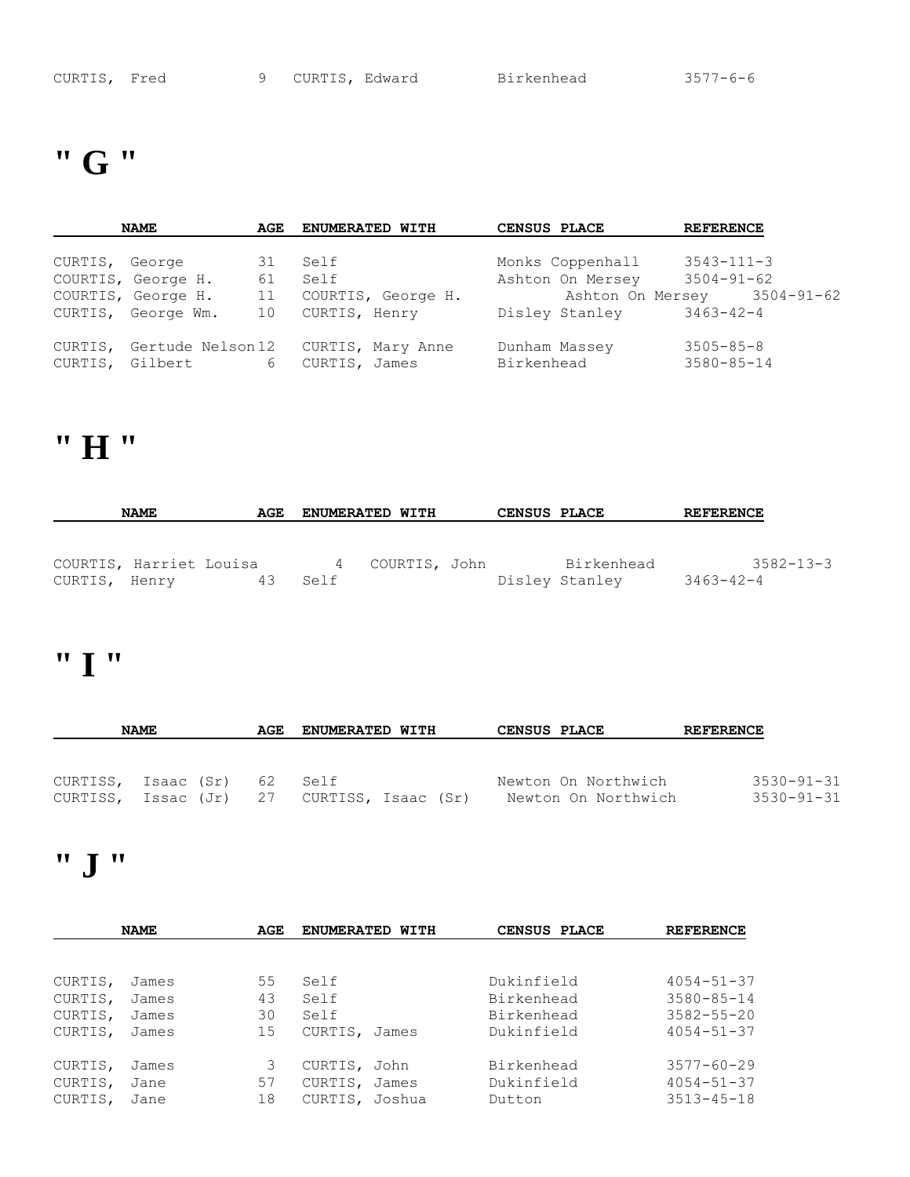| NAME | AGE | ENUMERATED WITH | CENSUS PLACE | REFERENCE |
|---|---|---|---|---|
| CURTIS, Fred | 9 | CURTIS, Edward | Birkenhead | 3577-6-6 |

# " G "

| NAME | AGE | ENUMERATED WITH | CENSUS PLACE | REFERENCE |
|---|---|---|---|---|
| CURTIS, George | 31 | Self | Monks Coppenhall | 3543-111-3 |
| COURTIS, George H. | 61 | Self | Ashton On Mersey | 3504-91-62 |
| COURTIS, George H. | 11 | COURTIS, George H. | Ashton On Mersey | 3504-91-62 |
| CURTIS, George Wm. | 10 | CURTIS, Henry | Disley Stanley | 3463-42-4 |
| CURTIS, Gertude Nelson | 12 | CURTIS, Mary Anne | Dunham Massey | 3505-85-8 |
| CURTIS, Gilbert | 6 | CURTIS, James | Birkenhead | 3580-85-14 |

# " H "

| NAME | AGE | ENUMERATED WITH | CENSUS PLACE | REFERENCE |
|---|---|---|---|---|
| COURTIS, Harriet Louisa | 4 | COURTIS, John | Birkenhead | 3582-13-3 |
| CURTIS, Henry | 43 | Self | Disley Stanley | 3463-42-4 |

# " I "

| NAME | AGE | ENUMERATED WITH | CENSUS PLACE | REFERENCE |
|---|---|---|---|---|
| CURTISS, Isaac (Sr) | 62 | Self | Newton On Northwich | 3530-91-31 |
| CURTISS, Issac (Jr) | 27 | CURTISS, Isaac (Sr) | Newton On Northwich | 3530-91-31 |

# " J "

| NAME | AGE | ENUMERATED WITH | CENSUS PLACE | REFERENCE |
|---|---|---|---|---|
| CURTIS, James | 55 | Self | Dukinfield | 4054-51-37 |
| CURTIS, James | 43 | Self | Birkenhead | 3580-85-14 |
| CURTIS, James | 30 | Self | Birkenhead | 3582-55-20 |
| CURTIS, James | 15 | CURTIS, James | Dukinfield | 4054-51-37 |
| CURTIS, James | 3 | CURTIS, John | Birkenhead | 3577-60-29 |
| CURTIS, Jane | 57 | CURTIS, James | Dukinfield | 4054-51-37 |
| CURTIS, Jane | 18 | CURTIS, Joshua | Dutton | 3513-45-18 |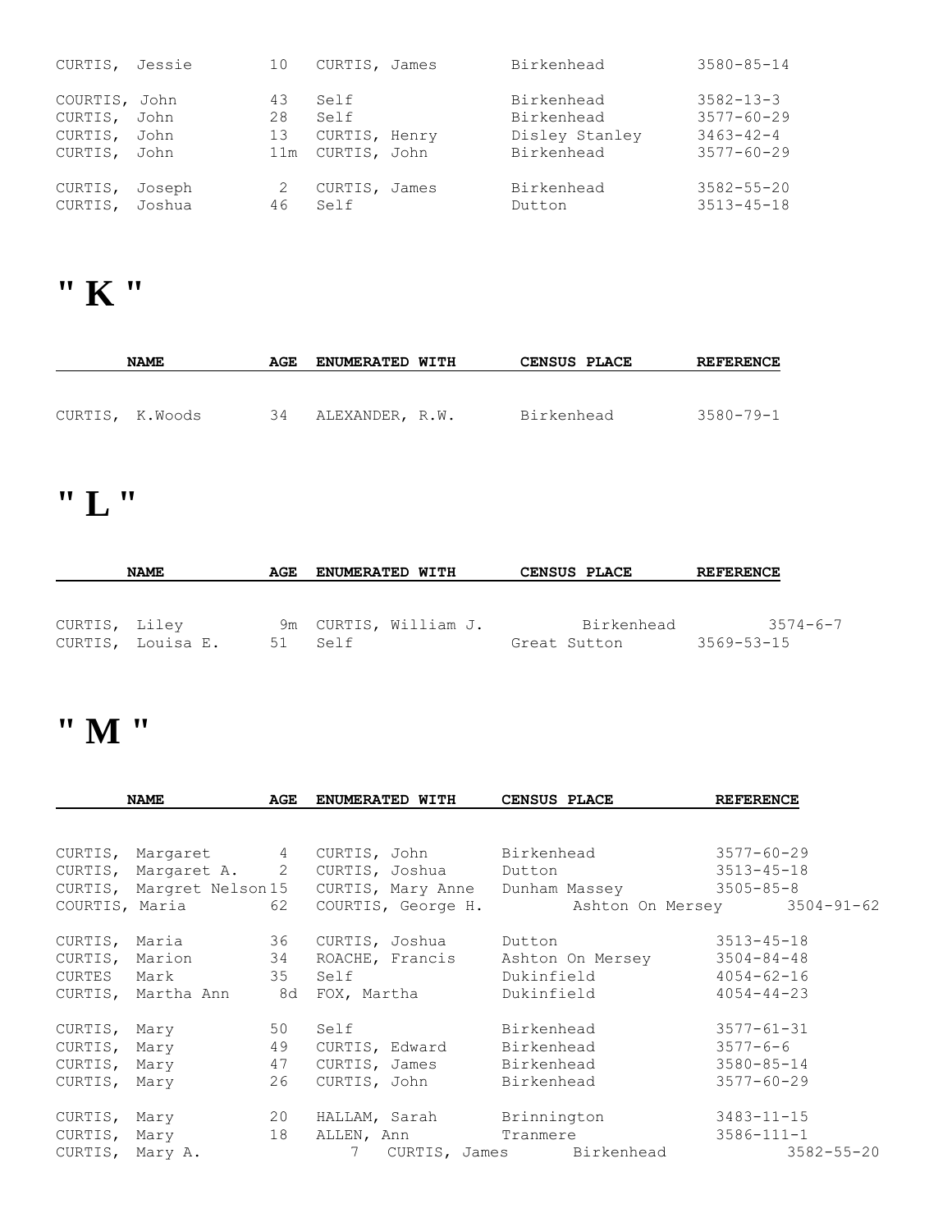| NAME | AGE | ENUMERATED WITH | CENSUS PLACE | REFERENCE |
|---|---|---|---|---|
| CURTIS, Jessie | 10 | CURTIS, James | Birkenhead | 3580-85-14 |
| COURTIS, John | 43 | Self | Birkenhead | 3582-13-3 |
| CURTIS, John | 28 | Self | Birkenhead | 3577-60-29 |
| CURTIS, John | 13 | CURTIS, Henry | Disley Stanley | 3463-42-4 |
| CURTIS, John | 11m | CURTIS, John | Birkenhead | 3577-60-29 |
| CURTIS, Joseph | 2 | CURTIS, James | Birkenhead | 3582-55-20 |
| CURTIS, Joshua | 46 | Self | Dutton | 3513-45-18 |

# " K "

| NAME | AGE | ENUMERATED WITH | CENSUS PLACE | REFERENCE |
|---|---|---|---|---|
| CURTIS, K.Woods | 34 | ALEXANDER, R.W. | Birkenhead | 3580-79-1 |

# " L "

| NAME | AGE | ENUMERATED WITH | CENSUS PLACE | REFERENCE |
|---|---|---|---|---|
| CURTIS, Liley | 9m | CURTIS, William J. | Birkenhead | 3574-6-7 |
| CURTIS, Louisa E. | 51 | Self | Great Sutton | 3569-53-15 |

# " M "

| NAME | AGE | ENUMERATED WITH | CENSUS PLACE | REFERENCE |
|---|---|---|---|---|
| CURTIS, Margaret | 4 | CURTIS, John | Birkenhead | 3577-60-29 |
| CURTIS, Margaret A. | 2 | CURTIS, Joshua | Dutton | 3513-45-18 |
| CURTIS, Margret Nelson | 15 | CURTIS, Mary Anne | Dunham Massey | 3505-85-8 |
| COURTIS, Maria | 62 | COURTIS, George H. | Ashton On Mersey | 3504-91-62 |
| CURTIS, Maria | 36 | CURTIS, Joshua | Dutton | 3513-45-18 |
| CURTIS, Marion | 34 | ROACHE, Francis | Ashton On Mersey | 3504-84-48 |
| CURTES Mark | 35 | Self | Dukinfield | 4054-62-16 |
| CURTIS, Martha Ann | 8d | FOX, Martha | Dukinfield | 4054-44-23 |
| CURTIS, Mary | 50 | Self | Birkenhead | 3577-61-31 |
| CURTIS, Mary | 49 | CURTIS, Edward | Birkenhead | 3577-6-6 |
| CURTIS, Mary | 47 | CURTIS, James | Birkenhead | 3580-85-14 |
| CURTIS, Mary | 26 | CURTIS, John | Birkenhead | 3577-60-29 |
| CURTIS, Mary | 20 | HALLAM, Sarah | Brinnington | 3483-11-15 |
| CURTIS, Mary | 18 | ALLEN, Ann | Tranmere | 3586-111-1 |
| CURTIS, Mary A. | 7 | CURTIS, James | Birkenhead | 3582-55-20 |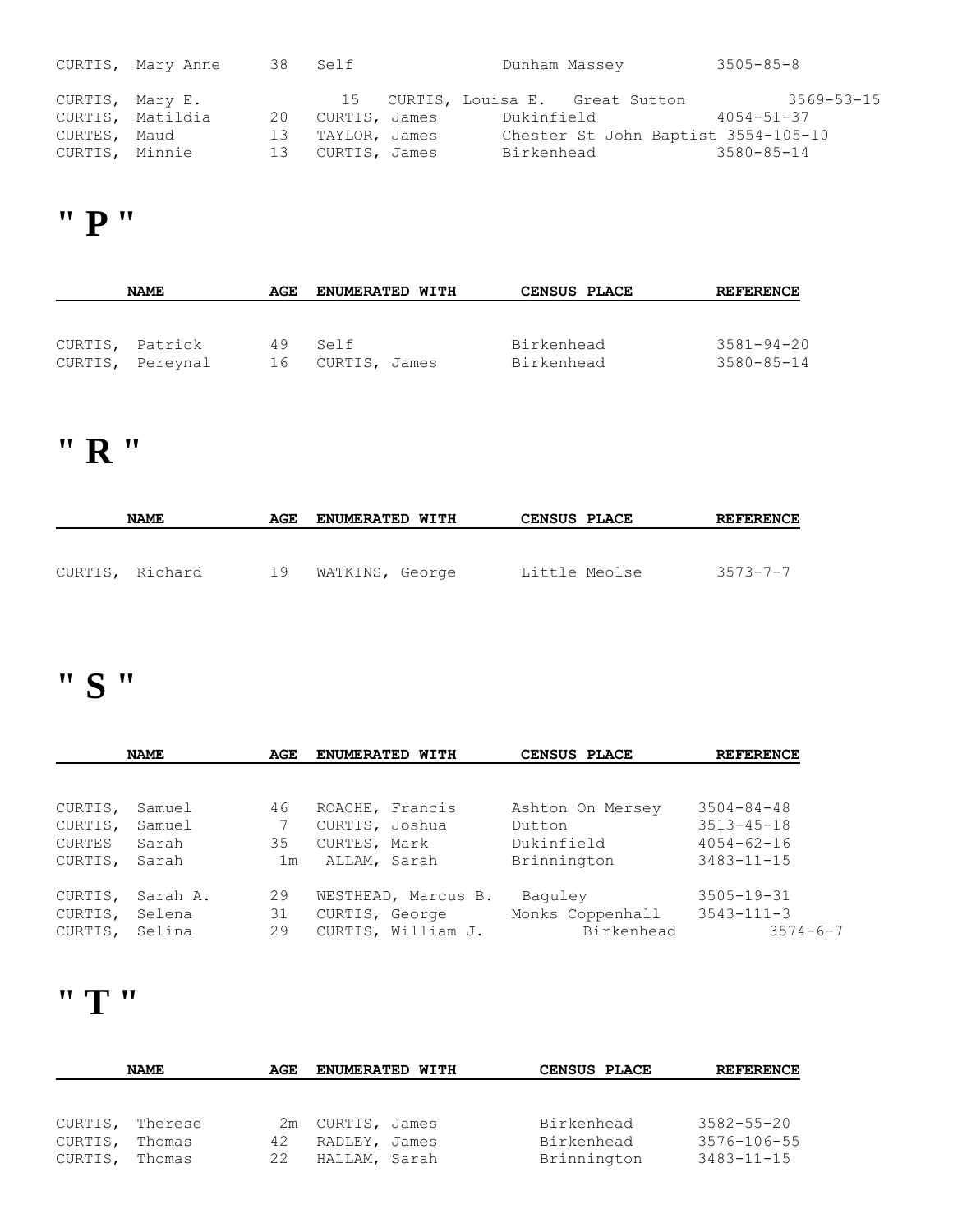| NAME | AGE | ENUMERATED WITH | CENSUS PLACE | REFERENCE |
|---|---|---|---|---|
| CURTIS, Mary Anne | 38 | Self | Dunham Massey | 3505-85-8 |
| CURTIS, Mary E. | 15 | CURTIS, Louisa E. | Great Sutton | 3569-53-15 |
| CURTIS, Matildia | 20 | CURTIS, James | Dukinfield | 4054-51-37 |
| CURTES, Maud | 13 | TAYLOR, James | Chester St John Baptist | 3554-105-10 |
| CURTIS, Minnie | 13 | CURTIS, James | Birkenhead | 3580-85-14 |

# " P "

| NAME | AGE | ENUMERATED WITH | CENSUS PLACE | REFERENCE |
|---|---|---|---|---|
| CURTIS, Patrick | 49 | Self | Birkenhead | 3581-94-20 |
| CURTIS, Pereynal | 16 | CURTIS, James | Birkenhead | 3580-85-14 |

# " R "

| NAME | AGE | ENUMERATED WITH | CENSUS PLACE | REFERENCE |
|---|---|---|---|---|
| CURTIS, Richard | 19 | WATKINS, George | Little Meolse | 3573-7-7 |

# " S "

| NAME | AGE | ENUMERATED WITH | CENSUS PLACE | REFERENCE |
|---|---|---|---|---|
| CURTIS, Samuel | 46 | ROACHE, Francis | Ashton On Mersey | 3504-84-48 |
| CURTIS, Samuel | 7 | CURTIS, Joshua | Dutton | 3513-45-18 |
| CURTES Sarah | 35 | CURTES, Mark | Dukinfield | 4054-62-16 |
| CURTIS, Sarah | 1m | ALLAM, Sarah | Brinnington | 3483-11-15 |
| CURTIS, Sarah A. | 29 | WESTHEAD, Marcus B. | Baguley | 3505-19-31 |
| CURTIS, Selena | 31 | CURTIS, George | Monks Coppenhall | 3543-111-3 |
| CURTIS, Selina | 29 | CURTIS, William J. | Birkenhead | 3574-6-7 |

# " T "

| NAME | AGE | ENUMERATED WITH | CENSUS PLACE | REFERENCE |
|---|---|---|---|---|
| CURTIS, Therese | 2m | CURTIS, James | Birkenhead | 3582-55-20 |
| CURTIS, Thomas | 42 | RADLEY, James | Birkenhead | 3576-106-55 |
| CURTIS, Thomas | 22 | HALLAM, Sarah | Brinnington | 3483-11-15 |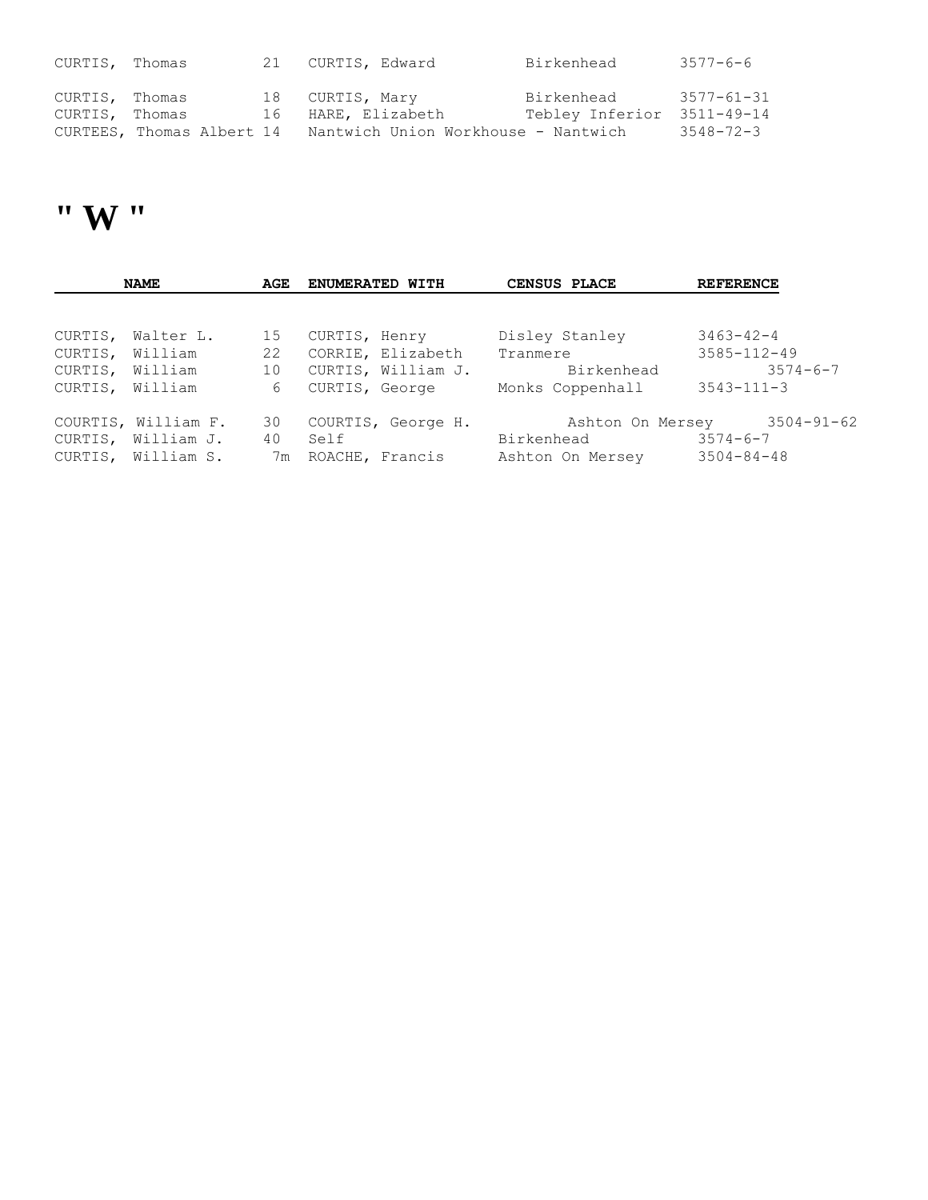| | | | | |
|---|---|---|---|---|
| CURTIS, Thomas | 21 | CURTIS, Edward | Birkenhead | 3577-6-6 |
| CURTIS, Thomas | 18 | CURTIS, Mary | Birkenhead | 3577-61-31 |
| CURTIS, Thomas | 16 | HARE, Elizabeth | Tebley Inferior | 3511-49-14 |
| CURTEES, Thomas Albert | 14 | Nantwich Union Workhouse - Nantwich | | 3548-72-3 |

# " W "

| NAME | AGE | ENUMERATED WITH | CENSUS PLACE | REFERENCE |
|---|---|---|---|---|
| CURTIS, Walter L. | 15 | CURTIS, Henry | Disley Stanley | 3463-42-4 |
| CURTIS, William | 22 | CORRIE, Elizabeth | Tranmere | 3585-112-49 |
| CURTIS, William | 10 | CURTIS, William J. | Birkenhead | 3574-6-7 |
| CURTIS, William | 6 | CURTIS, George | Monks Coppenhall | 3543-111-3 |
| COURTIS, William F. | 30 | COURTIS, George H. | Ashton On Mersey | 3504-91-62 |
| CURTIS, William J. | 40 | Self | Birkenhead | 3574-6-7 |
| CURTIS, William S. | 7m | ROACHE, Francis | Ashton On Mersey | 3504-84-48 |